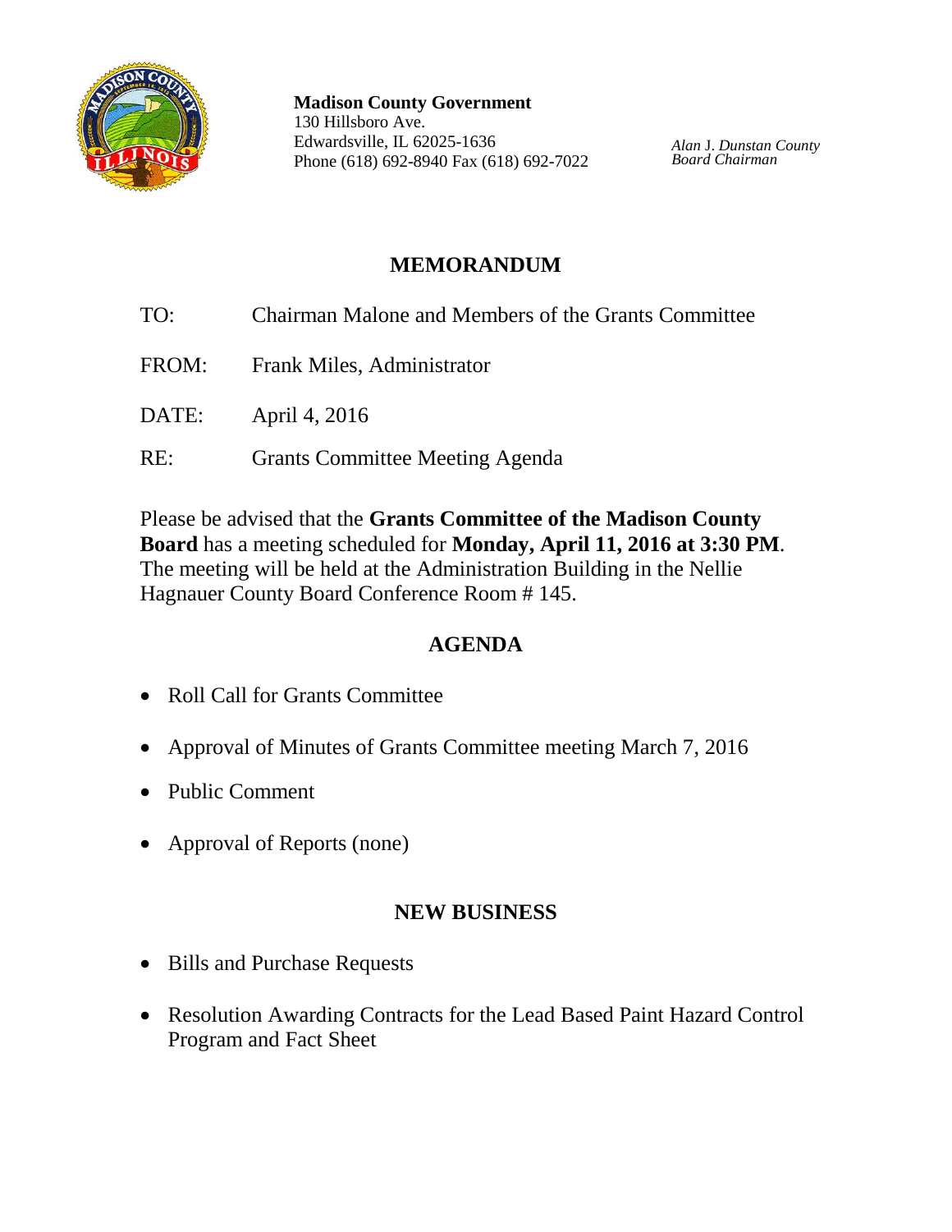**Madison County Government**
130 Hillsboro Ave.
Edwardsville, IL 62025-1636
Phone (618) 692-8940 Fax (618) 692-7022

*Alan J. Dunstan County Board Chairman*

# MEMORANDUM

TO: Chairman Malone and Members of the Grants Committee

FROM: Frank Miles, Administrator

DATE: April 4, 2016

RE: Grants Committee Meeting Agenda

Please be advised that the **Grants Committee of the Madison County Board** has a meeting scheduled for **Monday, April 11, 2016 at 3:30 PM**. The meeting will be held at the Administration Building in the Nellie Hagnauer County Board Conference Room # 145.

## AGENDA

- Roll Call for Grants Committee
- Approval of Minutes of Grants Committee meeting March 7, 2016
- Public Comment
- Approval of Reports (none)

## NEW BUSINESS

- Bills and Purchase Requests
- Resolution Awarding Contracts for the Lead Based Paint Hazard Control Program and Fact Sheet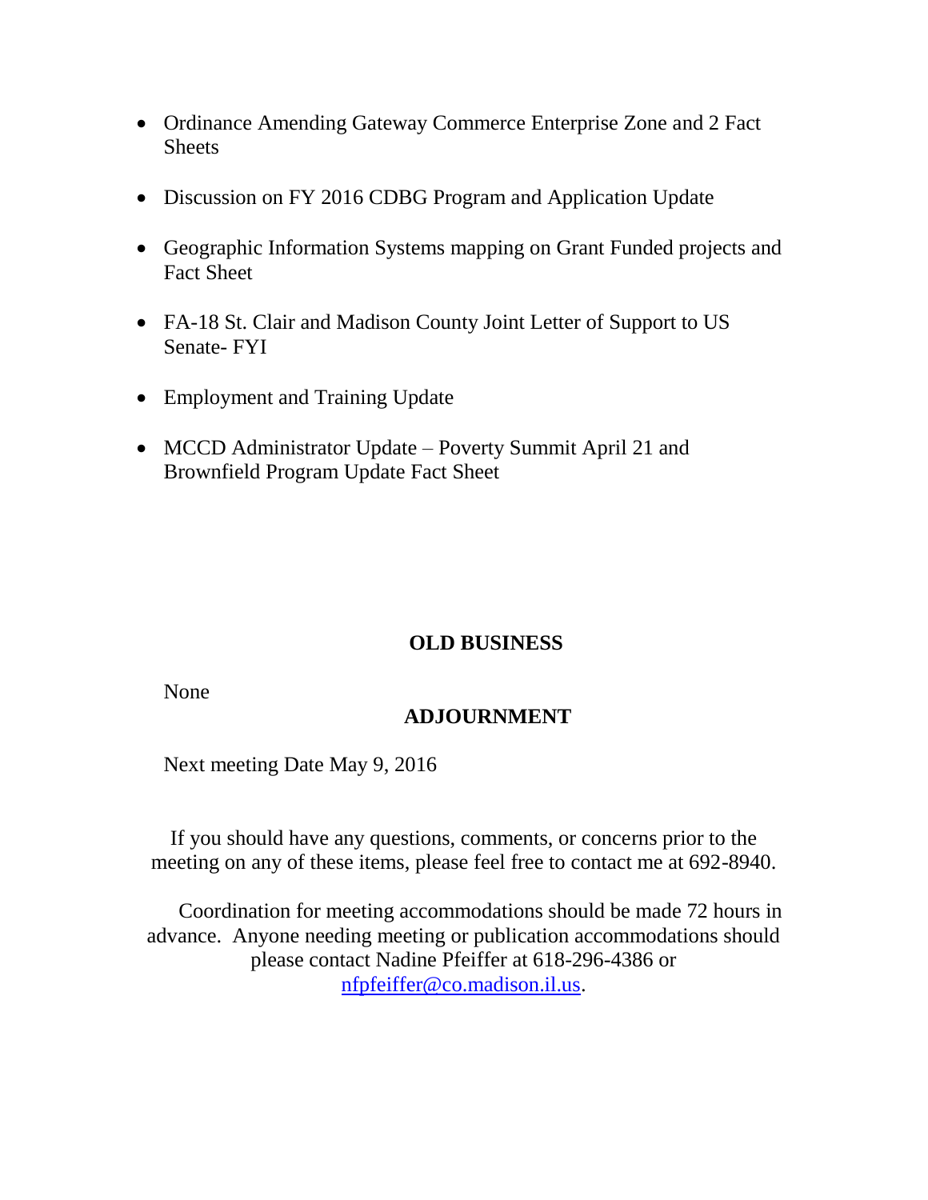- Ordinance Amending Gateway Commerce Enterprise Zone and 2 Fact Sheets
- Discussion on FY 2016 CDBG Program and Application Update
- Geographic Information Systems mapping on Grant Funded projects and Fact Sheet
- FA-18 St. Clair and Madison County Joint Letter of Support to US Senate- FYI
- Employment and Training Update
- MCCD Administrator Update – Poverty Summit April 21 and Brownfield Program Update Fact Sheet

**OLD BUSINESS**

None

**ADJOURNMENT**

Next meeting Date May 9, 2016

If you should have any questions, comments, or concerns prior to the meeting on any of these items, please feel free to contact me at 692-8940.

Coordination for meeting accommodations should be made 72 hours in advance. Anyone needing meeting or publication accommodations should please contact Nadine Pfeiffer at 618-296-4386 or nfpfeiffer@co.madison.il.us.